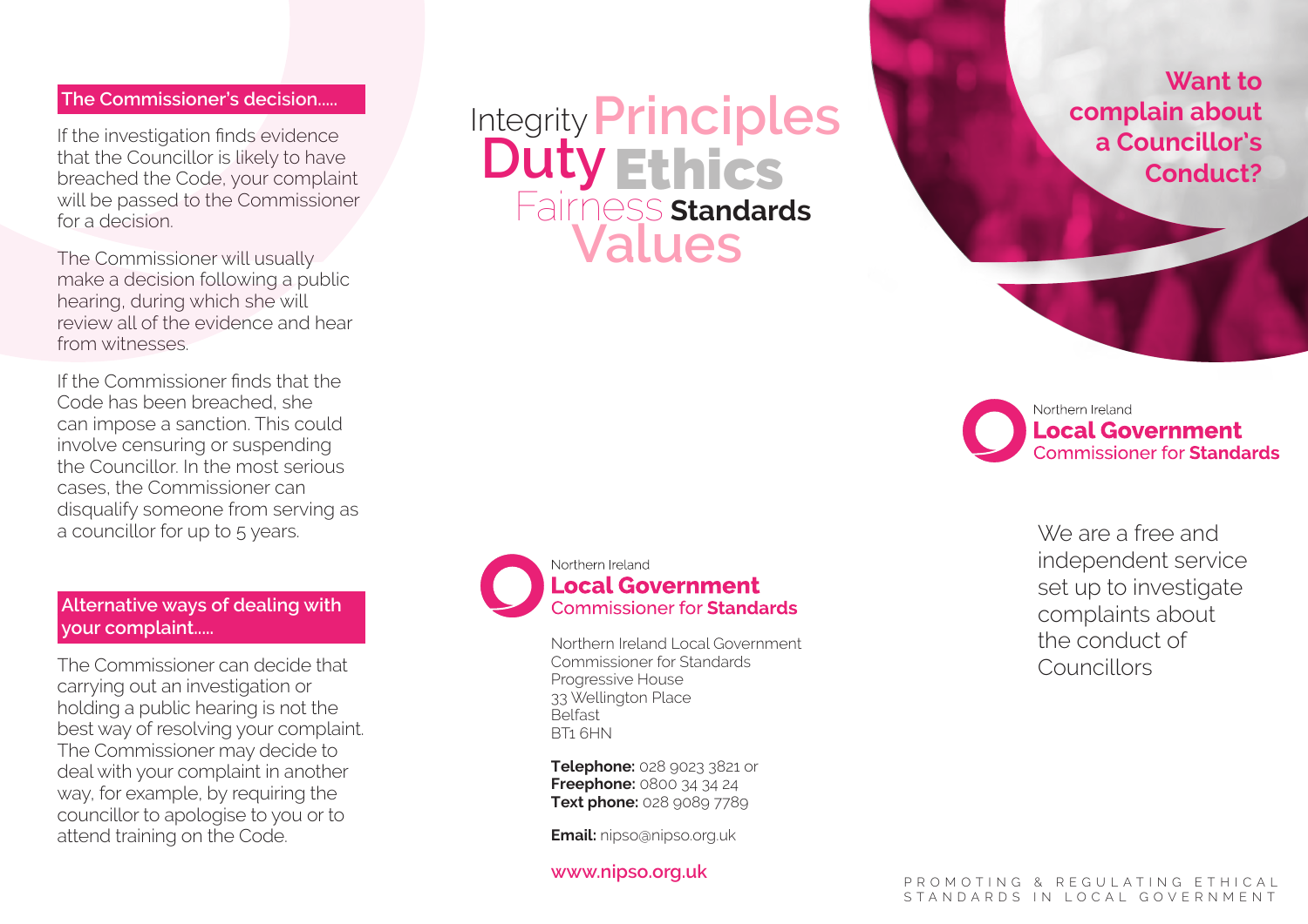## The Commissioner's decision.....

If the investigation finds evidence that the Councillor is likely to have breached the Code, your complaint will be passed to the Commissioner for a decision.

The Commissioner will usually make a decision following a public hearing, during which she will review all of the evidence and hear from witnesses.

If the Commissioner finds that the Code has been breached, she can impose a sanction. This could involve censuring or suspending the Councillor. In the most serious cases, the Commissioner can disqualify someone from serving as a councillor for up to 5 years.

## Alternative ways of dealing with your complaint.....

The Commissioner can decide that carrying out an investigation or holding a public hearing is not the best way of resolving your complaint. The Commissioner may decide to deal with your complaint in another way, for example, by requiring the councillor to apologise to you or to attend training on the Code.

Integrity Principles Duty Ethics Fairness Standards Values

Northern Ireland **Local Government** Commissioner for **Standards**

Northern Ireland Local Government Commissioner for Standards
Progressive House
33 Wellington Place
Belfast
BT1 6HN

**Telephone:** 028 9023 3821 or
**Freephone:** 0800 34 34 24
**Text phone:** 028 9089 7789

**Email:** nipso@nipso.org.uk

**www.nipso.org.uk**

# Want to complain about a Councillor's Conduct?

Northern Ireland **Local Government** Commissioner for **Standards**

We are a free and independent service set up to investigate complaints about the conduct of Councillors

PROMOTING & REGULATING ETHICAL STANDARDS IN LOCAL GOVERNMENT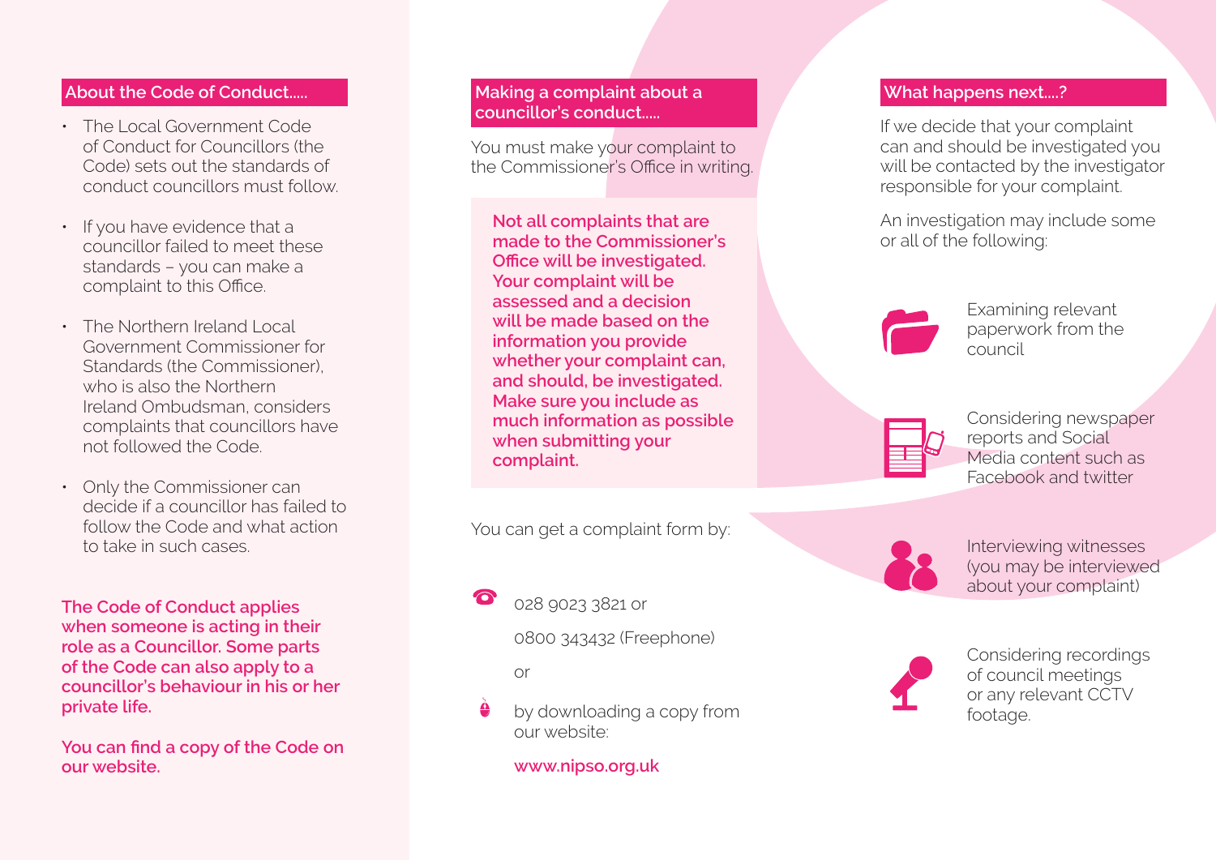## About the Code of Conduct.....

- The Local Government Code of Conduct for Councillors (the Code) sets out the standards of conduct councillors must follow.
- If you have evidence that a councillor failed to meet these standards – you can make a complaint to this Office.
- The Northern Ireland Local Government Commissioner for Standards (the Commissioner), who is also the Northern Ireland Ombudsman, considers complaints that councillors have not followed the Code.
- Only the Commissioner can decide if a councillor has failed to follow the Code and what action to take in such cases.

**The Code of Conduct applies when someone is acting in their role as a Councillor. Some parts of the Code can also apply to a councillor's behaviour in his or her private life.**

**You can find a copy of the Code on our website.**

## Making a complaint about a councillor's conduct.....

You must make your complaint to the Commissioner's Office in writing.

**Not all complaints that are made to the Commissioner's Office will be investigated. Your complaint will be assessed and a decision will be made based on the information you provide whether your complaint can, and should, be investigated. Make sure you include as much information as possible when submitting your complaint.**

You can get a complaint form by:

028 9023 3821 or

0800 343432 (Freephone)

or

by downloading a copy from our website:

**www.nipso.org.uk**

## What happens next....?

If we decide that your complaint can and should be investigated you will be contacted by the investigator responsible for your complaint.

An investigation may include some or all of the following:

- Examining relevant paperwork from the council
- Considering newspaper reports and Social Media content such as Facebook and twitter
- Interviewing witnesses (you may be interviewed about your complaint)
- Considering recordings of council meetings or any relevant CCTV footage.